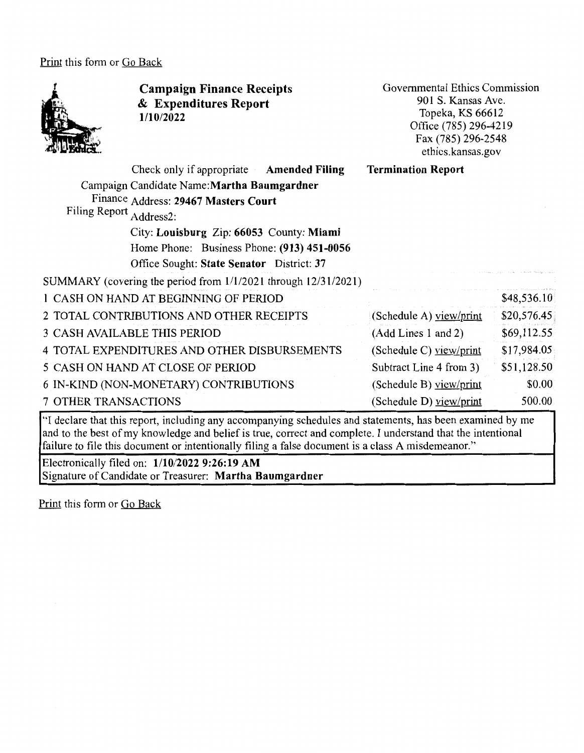Print this form or Go Back

# Campaign Finance Receipts & Expenditures Report
**1/10/2022**

Governmental Ethics Commission
901 S. Kansas Ave.
Topeka, KS 66612
Office (785) 296-4219
Fax (785) 296-2548
ethics.kansas.gov

Check only if appropriate **Amended Filing** **Termination Report**

Campaign Finance Filing Report

Candidate Name: **Martha Baumgardner**
Address: **29467 Masters Court**
Address2:
City: **Louisburg** Zip: **66053** County: **Miami**
Home Phone: Business Phone: **(913) 451-0056**
Office Sought: **State Senator** District: **37**

SUMMARY (covering the period from 1/1/2021 through 12/31/2021)

| | | |
|---|---|---|
| 1 CASH ON HAND AT BEGINNING OF PERIOD | | $48,536.10 |
| 2 TOTAL CONTRIBUTIONS AND OTHER RECEIPTS | (Schedule A) view/print | $20,576.45 |
| 3 CASH AVAILABLE THIS PERIOD | (Add Lines 1 and 2) | $69,112.55 |
| 4 TOTAL EXPENDITURES AND OTHER DISBURSEMENTS | (Schedule C) view/print | $17,984.05 |
| 5 CASH ON HAND AT CLOSE OF PERIOD | Subtract Line 4 from 3) | $51,128.50 |
| 6 IN-KIND (NON-MONETARY) CONTRIBUTIONS | (Schedule B) view/print | $0.00 |
| 7 OTHER TRANSACTIONS | (Schedule D) view/print | 500.00 |

"I declare that this report, including any accompanying schedules and statements, has been examined by me and to the best of my knowledge and belief is true, correct and complete. I understand that the intentional failure to file this document or intentionally filing a false document is a class A misdemeanor."

Electronically filed on: **1/10/2022 9:26:19 AM**
Signature of Candidate or Treasurer: **Martha Baumgardner**

Print this form or Go Back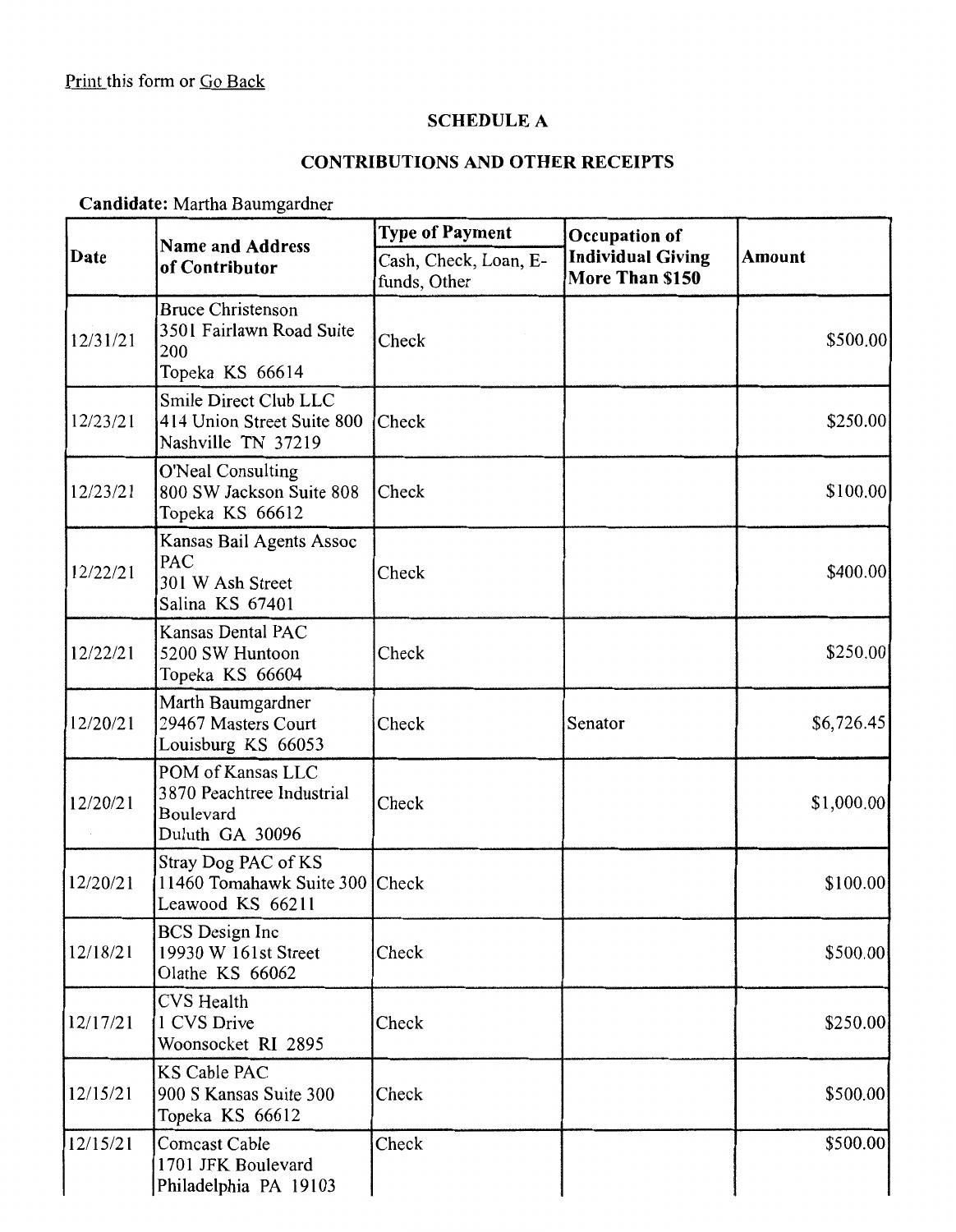Print this form or Go Back

## SCHEDULE A

## CONTRIBUTIONS AND OTHER RECEIPTS

**Candidate:** Martha Baumgardner

| Date | Name and Address of Contributor | Type of Payment | Occupation of Individual Giving More Than $150 | Amount |
|---|---|---|---|---|
| | | Cash, Check, Loan, E-funds, Other | | |
| 12/31/21 | Bruce Christenson<br>3501 Fairlawn Road Suite 200<br>Topeka KS 66614 | Check | | $500.00 |
| 12/23/21 | Smile Direct Club LLC<br>414 Union Street Suite 800<br>Nashville TN 37219 | Check | | $250.00 |
| 12/23/21 | O'Neal Consulting<br>800 SW Jackson Suite 808<br>Topeka KS 66612 | Check | | $100.00 |
| 12/22/21 | Kansas Bail Agents Assoc PAC<br>301 W Ash Street<br>Salina KS 67401 | Check | | $400.00 |
| 12/22/21 | Kansas Dental PAC<br>5200 SW Huntoon<br>Topeka KS 66604 | Check | | $250.00 |
| 12/20/21 | Marth Baumgardner<br>29467 Masters Court<br>Louisburg KS 66053 | Check | Senator | $6,726.45 |
| 12/20/21 | POM of Kansas LLC<br>3870 Peachtree Industrial Boulevard<br>Duluth GA 30096 | Check | | $1,000.00 |
| 12/20/21 | Stray Dog PAC of KS<br>11460 Tomahawk Suite 300<br>Leawood KS 66211 | Check | | $100.00 |
| 12/18/21 | BCS Design Inc<br>19930 W 161st Street<br>Olathe KS 66062 | Check | | $500.00 |
| 12/17/21 | CVS Health<br>1 CVS Drive<br>Woonsocket RI 2895 | Check | | $250.00 |
| 12/15/21 | KS Cable PAC<br>900 S Kansas Suite 300<br>Topeka KS 66612 | Check | | $500.00 |
| 12/15/21 | Comcast Cable<br>1701 JFK Boulevard<br>Philadelphia PA 19103 | Check | | $500.00 |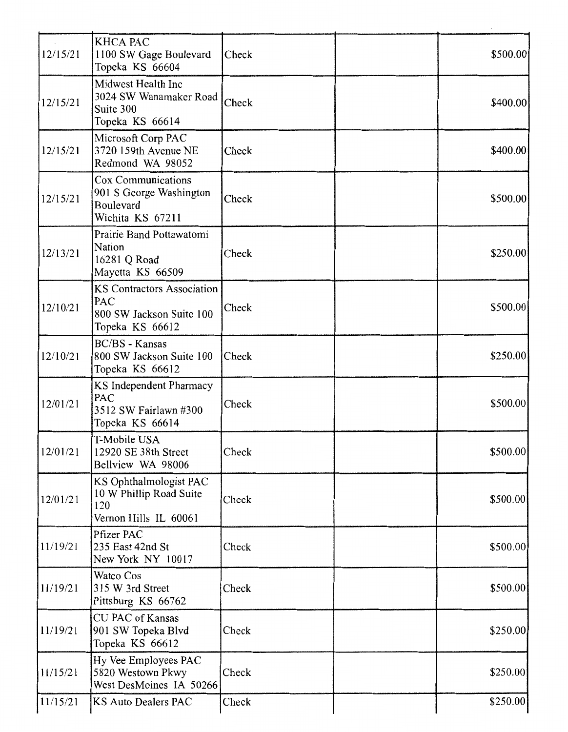| | | | | |
|---|---|---|---|---|
| 12/15/21 | KHCA PAC<br>1100 SW Gage Boulevard<br>Topeka KS 66604 | Check | | $500.00 |
| 12/15/21 | Midwest Health Inc<br>3024 SW Wanamaker Road<br>Suite 300<br>Topeka KS 66614 | Check | | $400.00 |
| 12/15/21 | Microsoft Corp PAC<br>3720 159th Avenue NE<br>Redmond WA 98052 | Check | | $400.00 |
| 12/15/21 | Cox Communications<br>901 S George Washington<br>Boulevard<br>Wichita KS 67211 | Check | | $500.00 |
| 12/13/21 | Prairie Band Pottawatomi<br>Nation<br>16281 Q Road<br>Mayetta KS 66509 | Check | | $250.00 |
| 12/10/21 | KS Contractors Association<br>PAC<br>800 SW Jackson Suite 100<br>Topeka KS 66612 | Check | | $500.00 |
| 12/10/21 | BC/BS - Kansas<br>800 SW Jackson Suite 100<br>Topeka KS 66612 | Check | | $250.00 |
| 12/01/21 | KS Independent Pharmacy<br>PAC<br>3512 SW Fairlawn #300<br>Topeka KS 66614 | Check | | $500.00 |
| 12/01/21 | T-Mobile USA<br>12920 SE 38th Street<br>Bellview WA 98006 | Check | | $500.00 |
| 12/01/21 | KS Ophthalmologist PAC<br>10 W Phillip Road Suite<br>120<br>Vernon Hills IL 60061 | Check | | $500.00 |
| 11/19/21 | Pfizer PAC<br>235 East 42nd St<br>New York NY 10017 | Check | | $500.00 |
| 11/19/21 | Watco Cos<br>315 W 3rd Street<br>Pittsburg KS 66762 | Check | | $500.00 |
| 11/19/21 | CU PAC of Kansas<br>901 SW Topeka Blvd<br>Topeka KS 66612 | Check | | $250.00 |
| 11/15/21 | Hy Vee Employees PAC<br>5820 Westown Pkwy<br>West DesMoines IA 50266 | Check | | $250.00 |
| 11/15/21 | KS Auto Dealers PAC | Check | | $250.00 |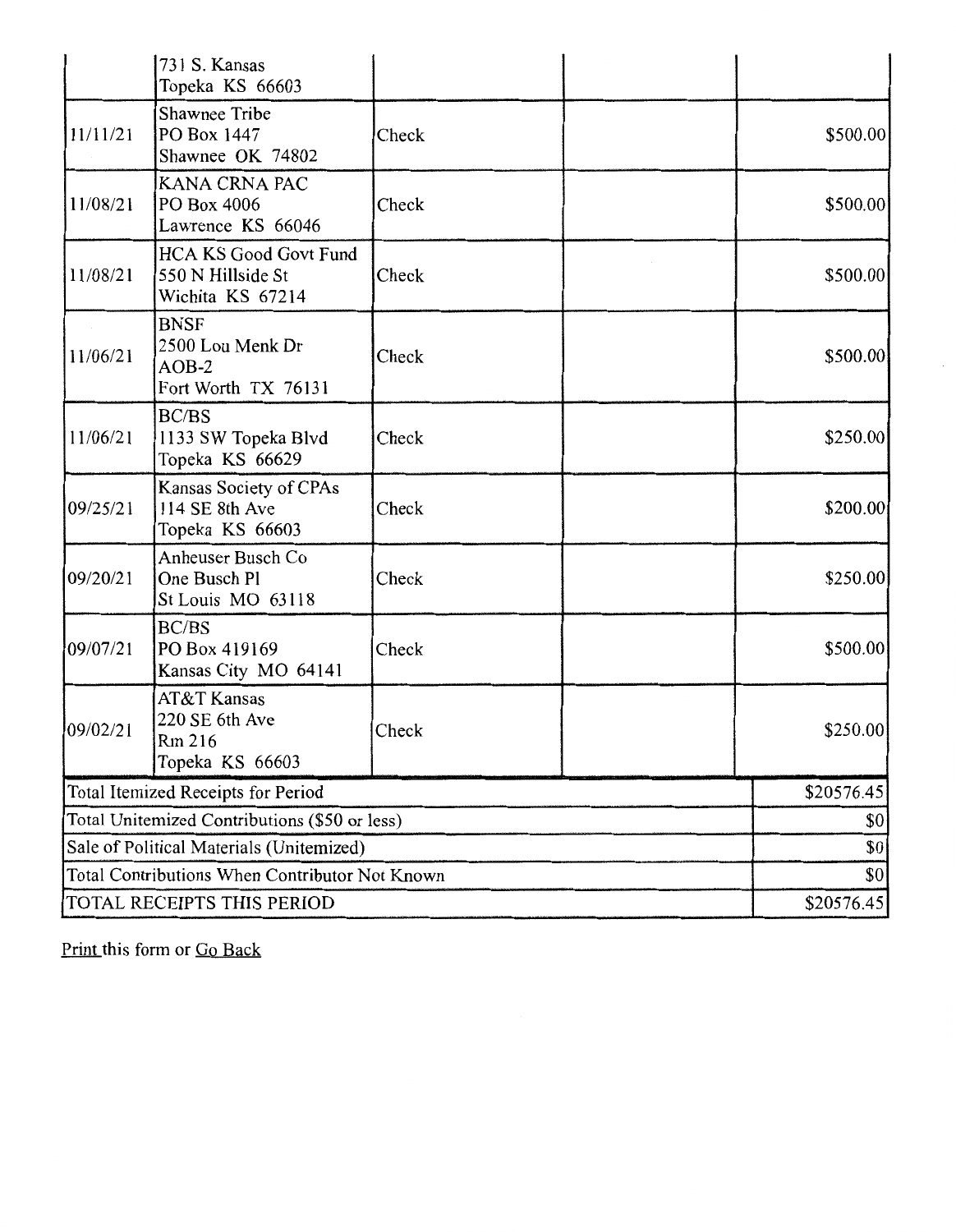| | | | | |
|---|---|---|---|---|
| | 731 S. Kansas<br>Topeka KS 66603 | | | |
| 11/11/21 | Shawnee Tribe<br>PO Box 1447<br>Shawnee OK 74802 | Check | | $500.00 |
| 11/08/21 | KANA CRNA PAC<br>PO Box 4006<br>Lawrence KS 66046 | Check | | $500.00 |
| 11/08/21 | HCA KS Good Govt Fund<br>550 N Hillside St<br>Wichita KS 67214 | Check | | $500.00 |
| 11/06/21 | BNSF<br>2500 Lou Menk Dr<br>AOB-2<br>Fort Worth TX 76131 | Check | | $500.00 |
| 11/06/21 | BC/BS<br>1133 SW Topeka Blvd<br>Topeka KS 66629 | Check | | $250.00 |
| 09/25/21 | Kansas Society of CPAs<br>114 SE 8th Ave<br>Topeka KS 66603 | Check | | $200.00 |
| 09/20/21 | Anheuser Busch Co<br>One Busch Pl<br>St Louis MO 63118 | Check | | $250.00 |
| 09/07/21 | BC/BS<br>PO Box 419169<br>Kansas City MO 64141 | Check | | $500.00 |
| 09/02/21 | AT&T Kansas<br>220 SE 6th Ave<br>Rm 216<br>Topeka KS 66603 | Check | | $250.00 |
| Total Itemized Receipts for Period | | | | $20576.45 |
| Total Unitemized Contributions ($50 or less) | | | | $0 |
| Sale of Political Materials (Unitemized) | | | | $0 |
| Total Contributions When Contributor Not Known | | | | $0 |
| TOTAL RECEIPTS THIS PERIOD | | | | $20576.45 |

Print this form or Go Back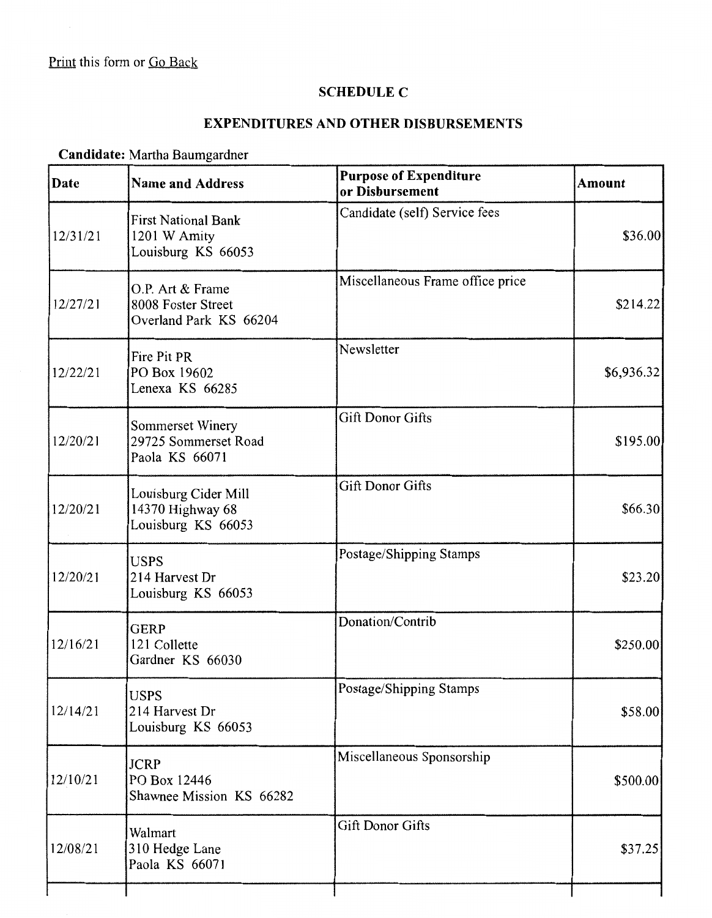Print this form or Go Back

## SCHEDULE C

## EXPENDITURES AND OTHER DISBURSEMENTS

**Candidate:** Martha Baumgardner

| Date | Name and Address | Purpose of Expenditure or Disbursement | Amount |
|---|---|---|---|
| 12/31/21 | First National Bank<br>1201 W Amity<br>Louisburg KS 66053 | Candidate (self) Service fees | $36.00 |
| 12/27/21 | O.P. Art & Frame<br>8008 Foster Street<br>Overland Park KS 66204 | Miscellaneous Frame office price | $214.22 |
| 12/22/21 | Fire Pit PR<br>PO Box 19602<br>Lenexa KS 66285 | Newsletter | $6,936.32 |
| 12/20/21 | Sommerset Winery<br>29725 Sommerset Road<br>Paola KS 66071 | Gift Donor Gifts | $195.00 |
| 12/20/21 | Louisburg Cider Mill<br>14370 Highway 68<br>Louisburg KS 66053 | Gift Donor Gifts | $66.30 |
| 12/20/21 | USPS<br>214 Harvest Dr<br>Louisburg KS 66053 | Postage/Shipping Stamps | $23.20 |
| 12/16/21 | GERP<br>121 Collette<br>Gardner KS 66030 | Donation/Contrib | $250.00 |
| 12/14/21 | USPS<br>214 Harvest Dr<br>Louisburg KS 66053 | Postage/Shipping Stamps | $58.00 |
| 12/10/21 | JCRP<br>PO Box 12446<br>Shawnee Mission KS 66282 | Miscellaneous Sponsorship | $500.00 |
| 12/08/21 | Walmart<br>310 Hedge Lane<br>Paola KS 66071 | Gift Donor Gifts | $37.25 |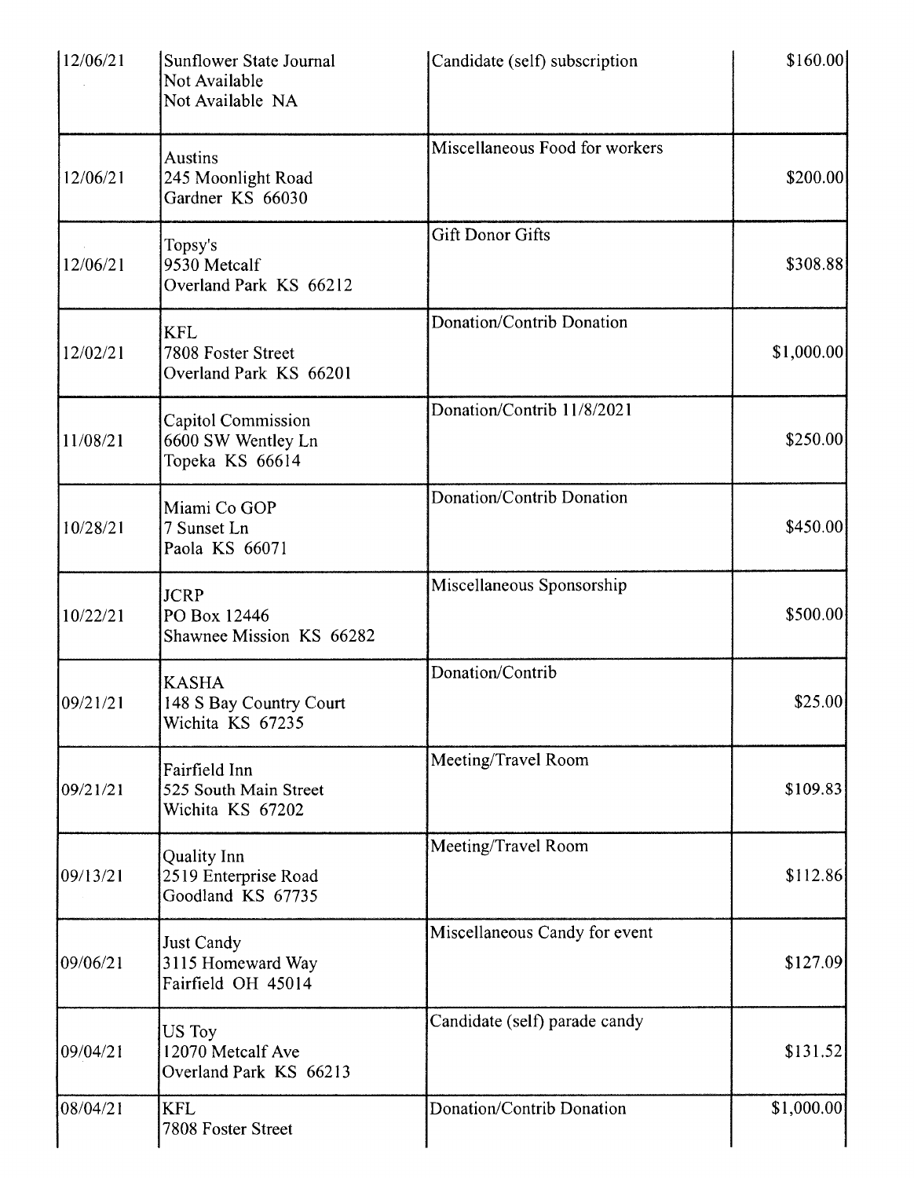| | | | |
|---|---|---|---|
| 12/06/21 | Sunflower State Journal<br>Not Available<br>Not Available NA | Candidate (self) subscription | $160.00 |
| 12/06/21 | Austins<br>245 Moonlight Road<br>Gardner KS 66030 | Miscellaneous Food for workers | $200.00 |
| 12/06/21 | Topsy's<br>9530 Metcalf<br>Overland Park KS 66212 | Gift Donor Gifts | $308.88 |
| 12/02/21 | KFL<br>7808 Foster Street<br>Overland Park KS 66201 | Donation/Contrib Donation | $1,000.00 |
| 11/08/21 | Capitol Commission<br>6600 SW Wentley Ln<br>Topeka KS 66614 | Donation/Contrib 11/8/2021 | $250.00 |
| 10/28/21 | Miami Co GOP<br>7 Sunset Ln<br>Paola KS 66071 | Donation/Contrib Donation | $450.00 |
| 10/22/21 | JCRP<br>PO Box 12446<br>Shawnee Mission KS 66282 | Miscellaneous Sponsorship | $500.00 |
| 09/21/21 | KASHA<br>148 S Bay Country Court<br>Wichita KS 67235 | Donation/Contrib | $25.00 |
| 09/21/21 | Fairfield Inn<br>525 South Main Street<br>Wichita KS 67202 | Meeting/Travel Room | $109.83 |
| 09/13/21 | Quality Inn<br>2519 Enterprise Road<br>Goodland KS 67735 | Meeting/Travel Room | $112.86 |
| 09/06/21 | Just Candy<br>3115 Homeward Way<br>Fairfield OH 45014 | Miscellaneous Candy for event | $127.09 |
| 09/04/21 | US Toy<br>12070 Metcalf Ave<br>Overland Park KS 66213 | Candidate (self) parade candy | $131.52 |
| 08/04/21 | KFL<br>7808 Foster Street | Donation/Contrib Donation | $1,000.00 |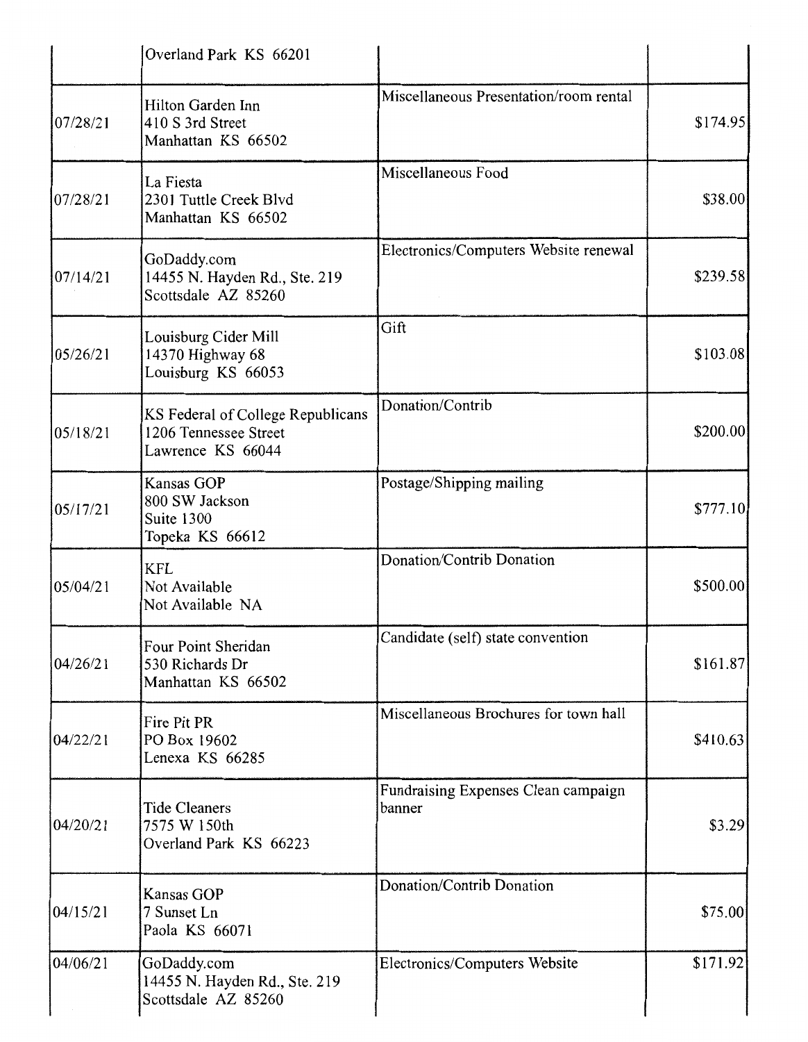| | | | |
|---|---|---|---|
| | Overland Park KS 66201 | | |
| 07/28/21 | Hilton Garden Inn<br>410 S 3rd Street<br>Manhattan KS 66502 | Miscellaneous Presentation/room rental | $174.95 |
| 07/28/21 | La Fiesta<br>2301 Tuttle Creek Blvd<br>Manhattan KS 66502 | Miscellaneous Food | $38.00 |
| 07/14/21 | GoDaddy.com<br>14455 N. Hayden Rd., Ste. 219<br>Scottsdale AZ 85260 | Electronics/Computers Website renewal | $239.58 |
| 05/26/21 | Louisburg Cider Mill<br>14370 Highway 68<br>Louisburg KS 66053 | Gift | $103.08 |
| 05/18/21 | KS Federal of College Republicans<br>1206 Tennessee Street<br>Lawrence KS 66044 | Donation/Contrib | $200.00 |
| 05/17/21 | Kansas GOP<br>800 SW Jackson<br>Suite 1300<br>Topeka KS 66612 | Postage/Shipping mailing | $777.10 |
| 05/04/21 | KFL<br>Not Available<br>Not Available NA | Donation/Contrib Donation | $500.00 |
| 04/26/21 | Four Point Sheridan<br>530 Richards Dr<br>Manhattan KS 66502 | Candidate (self) state convention | $161.87 |
| 04/22/21 | Fire Pit PR<br>PO Box 19602<br>Lenexa KS 66285 | Miscellaneous Brochures for town hall | $410.63 |
| 04/20/21 | Tide Cleaners<br>7575 W 150th<br>Overland Park KS 66223 | Fundraising Expenses Clean campaign banner | $3.29 |
| 04/15/21 | Kansas GOP<br>7 Sunset Ln<br>Paola KS 66071 | Donation/Contrib Donation | $75.00 |
| 04/06/21 | GoDaddy.com<br>14455 N. Hayden Rd., Ste. 219<br>Scottsdale AZ 85260 | Electronics/Computers Website | $171.92 |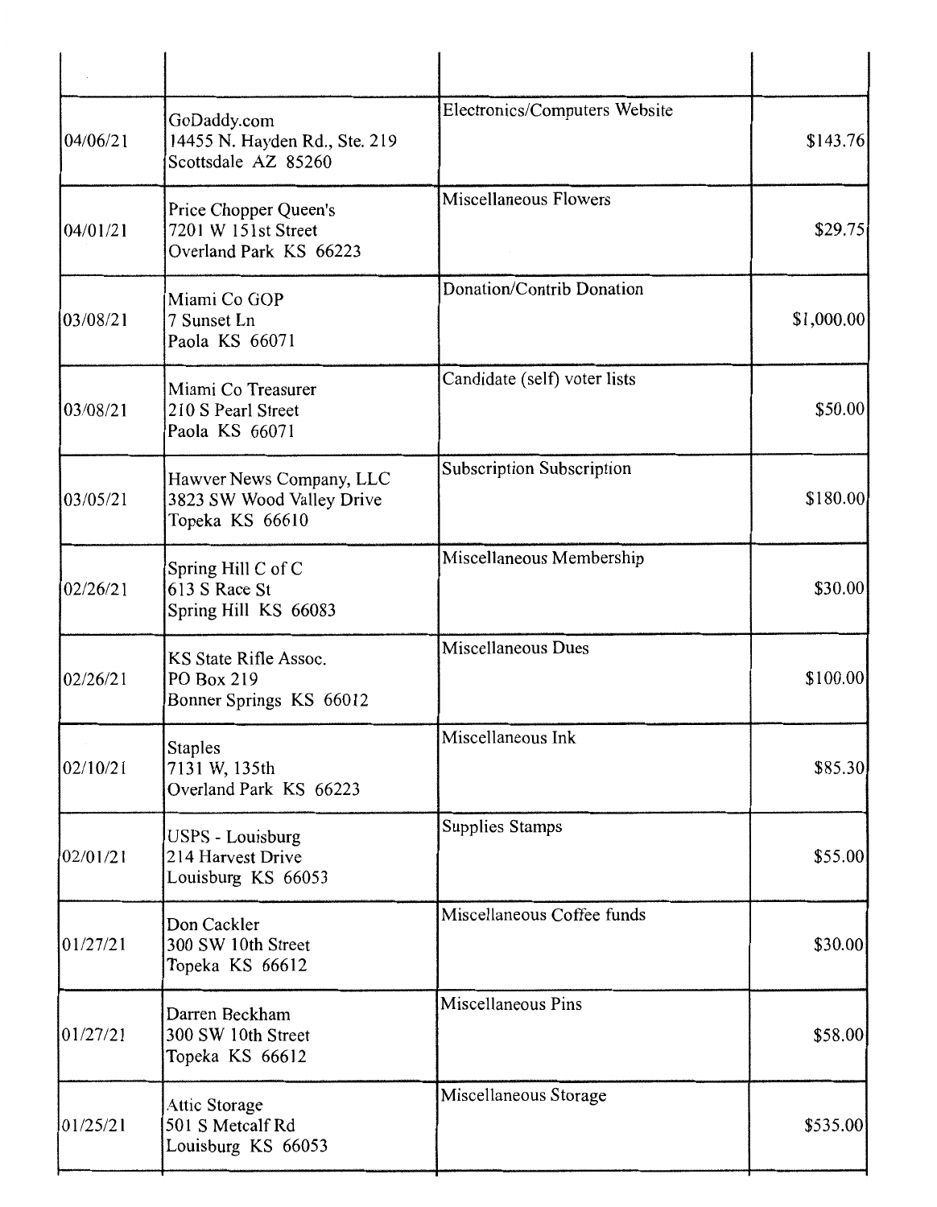| | | | |
|---|---|---|---|
| 04/06/21 | GoDaddy.com<br>14455 N. Hayden Rd., Ste. 219<br>Scottsdale AZ 85260 | Electronics/Computers Website | $143.76 |
| 04/01/21 | Price Chopper Queen's<br>7201 W 151st Street<br>Overland Park KS 66223 | Miscellaneous Flowers | $29.75 |
| 03/08/21 | Miami Co GOP<br>7 Sunset Ln<br>Paola KS 66071 | Donation/Contrib Donation | $1,000.00 |
| 03/08/21 | Miami Co Treasurer<br>210 S Pearl Street<br>Paola KS 66071 | Candidate (self) voter lists | $50.00 |
| 03/05/21 | Hawver News Company, LLC<br>3823 SW Wood Valley Drive<br>Topeka KS 66610 | Subscription Subscription | $180.00 |
| 02/26/21 | Spring Hill C of C<br>613 S Race St<br>Spring Hill KS 66083 | Miscellaneous Membership | $30.00 |
| 02/26/21 | KS State Rifle Assoc.<br>PO Box 219<br>Bonner Springs KS 66012 | Miscellaneous Dues | $100.00 |
| 02/10/21 | Staples<br>7131 W, 135th<br>Overland Park KS 66223 | Miscellaneous Ink | $85.30 |
| 02/01/21 | USPS - Louisburg<br>214 Harvest Drive<br>Louisburg KS 66053 | Supplies Stamps | $55.00 |
| 01/27/21 | Don Cackler<br>300 SW 10th Street<br>Topeka KS 66612 | Miscellaneous Coffee funds | $30.00 |
| 01/27/21 | Darren Beckham<br>300 SW 10th Street<br>Topeka KS 66612 | Miscellaneous Pins | $58.00 |
| 01/25/21 | Attic Storage<br>501 S Metcalf Rd<br>Louisburg KS 66053 | Miscellaneous Storage | $535.00 |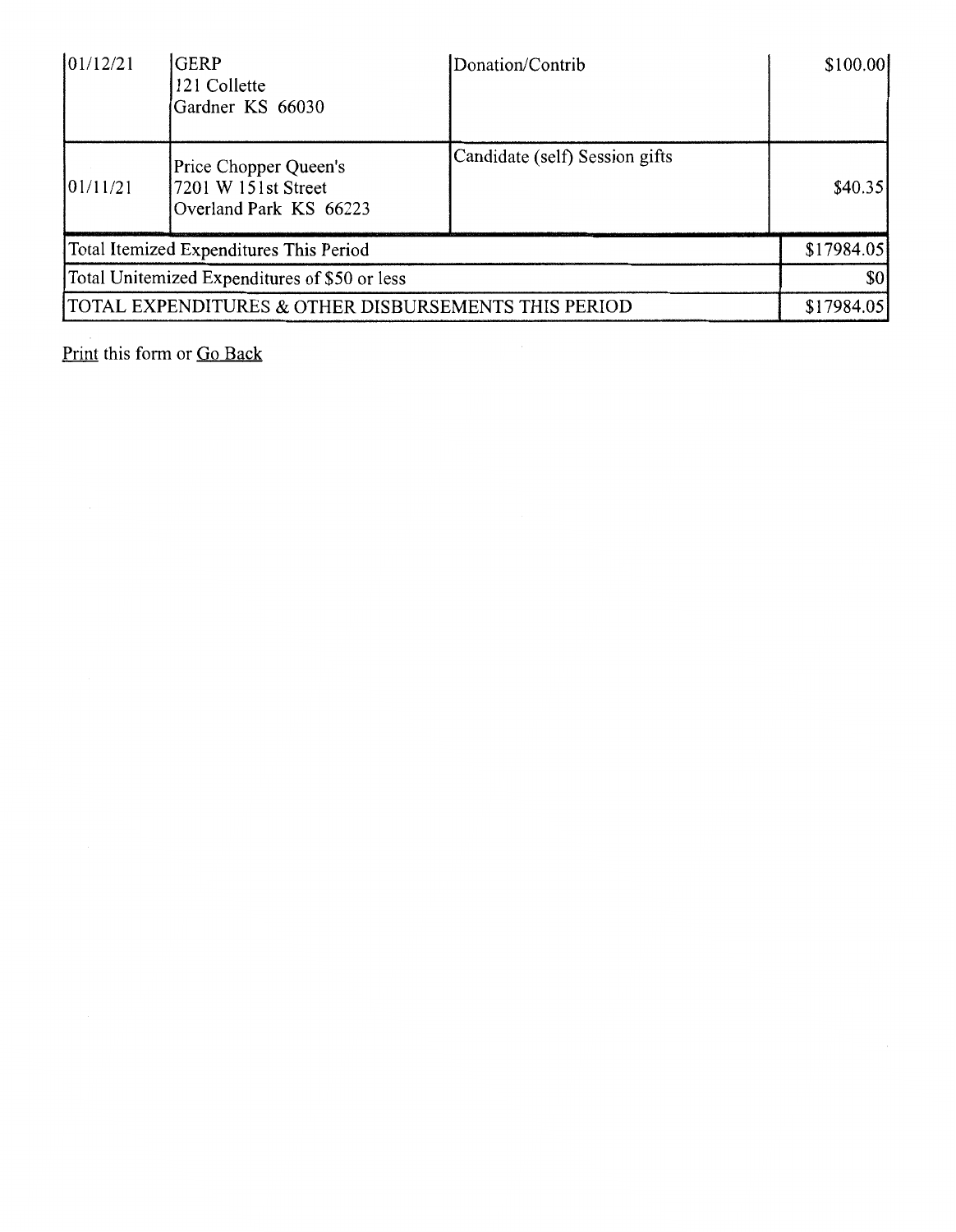| | | | |
|---|---|---|---|
| 01/12/21 | GERP<br>121 Collette<br>Gardner KS 66030 | Donation/Contrib | $100.00 |
| 01/11/21 | Price Chopper Queen's<br>7201 W 151st Street<br>Overland Park KS 66223 | Candidate (self) Session gifts | $40.35 |
| Total Itemized Expenditures This Period | | | $17984.05 |
| Total Unitemized Expenditures of $50 or less | | | $0 |
| TOTAL EXPENDITURES & OTHER DISBURSEMENTS THIS PERIOD | | | $17984.05 |

Print this form or Go Back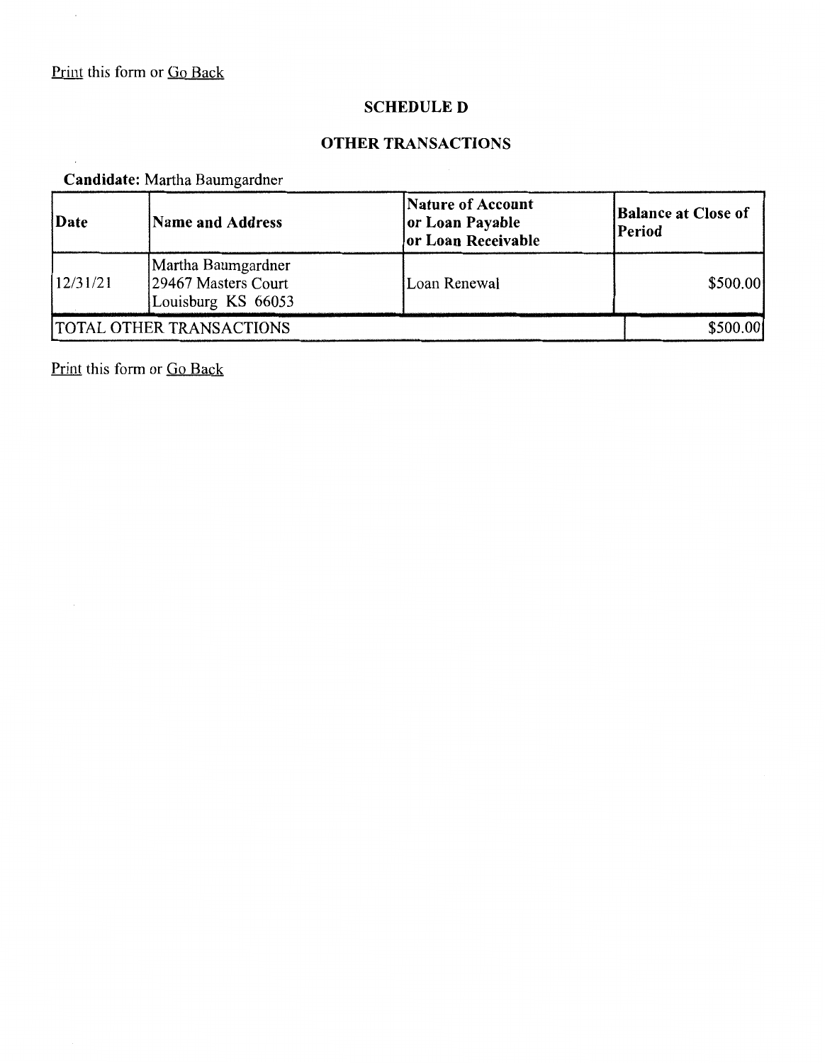Print this form or Go Back

## SCHEDULE D

## OTHER TRANSACTIONS

**Candidate:** Martha Baumgardner

| Date | Name and Address | Nature of Account or Loan Payable or Loan Receivable | Balance at Close of Period |
|---|---|---|---|
| 12/31/21 | Martha Baumgardner<br>29467 Masters Court<br>Louisburg KS 66053 | Loan Renewal | $500.00 |
| TOTAL OTHER TRANSACTIONS | | | $500.00 |

Print this form or Go Back